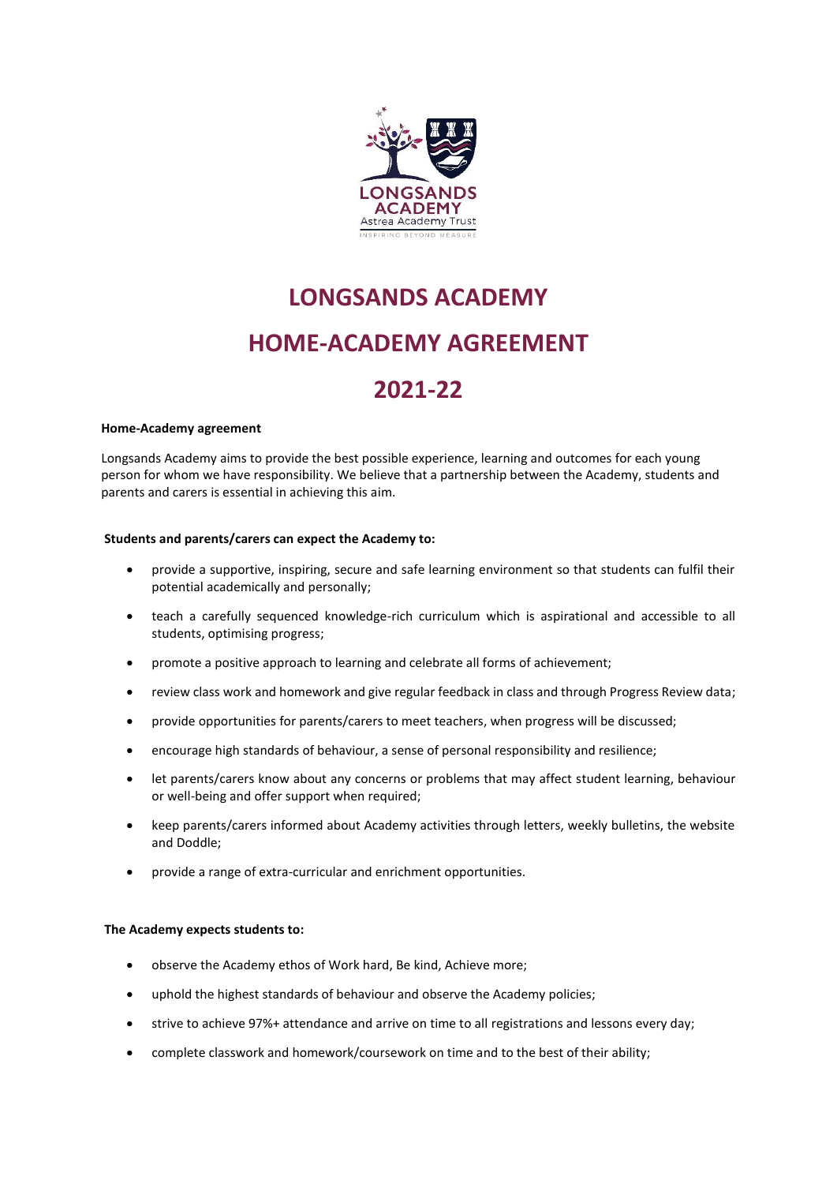# LONGSANDS ACADEMY

# HOME-ACADEMY AGREEMENT

# 2021-22

**Home-Academy agreement**

Longsands Academy aims to provide the best possible experience, learning and outcomes for each young person for whom we have responsibility. We believe that a partnership between the Academy, students and parents and carers is essential in achieving this aim.

**Students and parents/carers can expect the Academy to:**

- provide a supportive, inspiring, secure and safe learning environment so that students can fulfil their potential academically and personally;
- teach a carefully sequenced knowledge-rich curriculum which is aspirational and accessible to all students, optimising progress;
- promote a positive approach to learning and celebrate all forms of achievement;
- review class work and homework and give regular feedback in class and through Progress Review data;
- provide opportunities for parents/carers to meet teachers, when progress will be discussed;
- encourage high standards of behaviour, a sense of personal responsibility and resilience;
- let parents/carers know about any concerns or problems that may affect student learning, behaviour or well-being and offer support when required;
- keep parents/carers informed about Academy activities through letters, weekly bulletins, the website and Doddle;
- provide a range of extra-curricular and enrichment opportunities.

**The Academy expects students to:**

- observe the Academy ethos of Work hard, Be kind, Achieve more;
- uphold the highest standards of behaviour and observe the Academy policies;
- strive to achieve 97%+ attendance and arrive on time to all registrations and lessons every day;
- complete classwork and homework/coursework on time and to the best of their ability;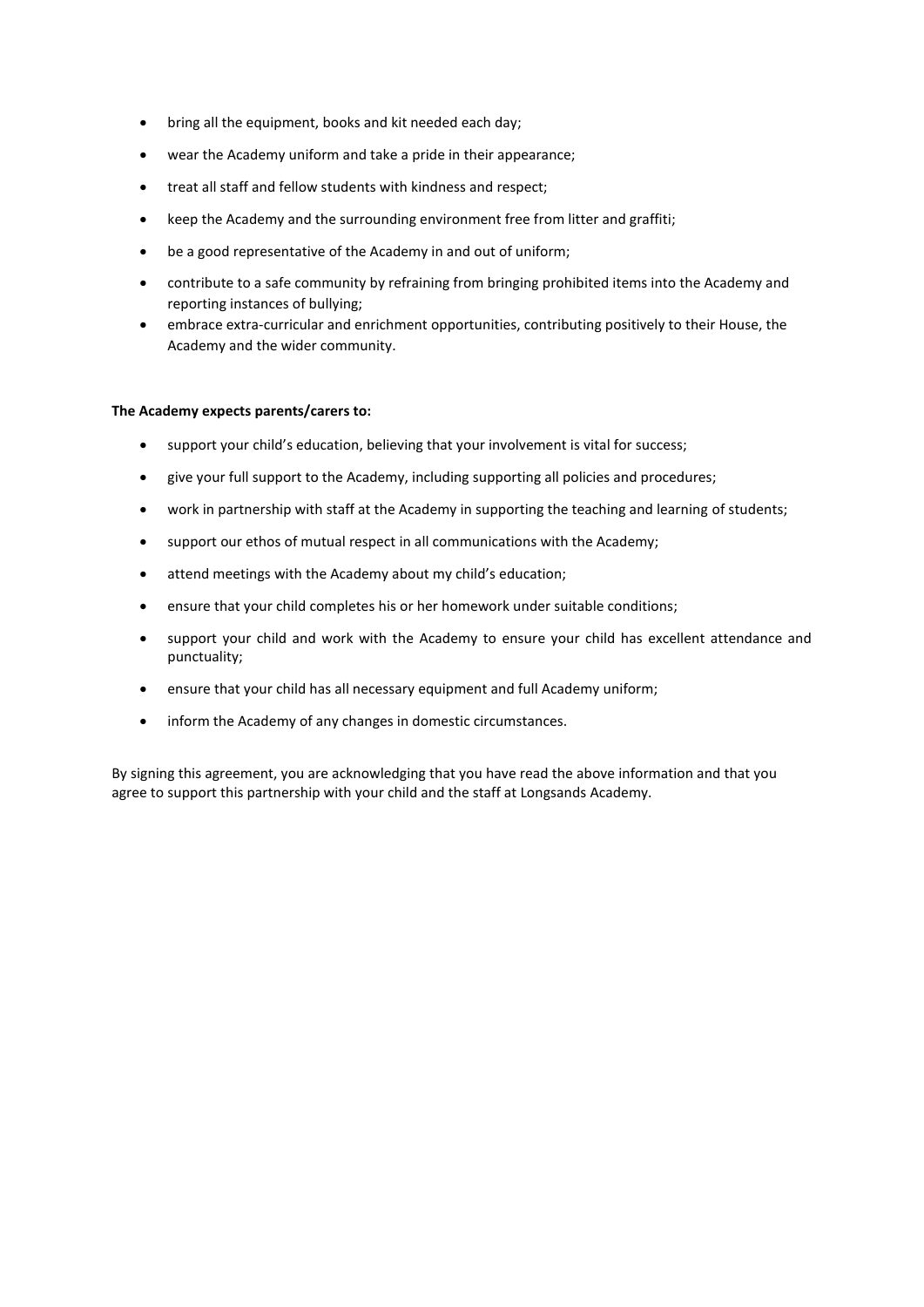- bring all the equipment, books and kit needed each day;
- wear the Academy uniform and take a pride in their appearance;
- treat all staff and fellow students with kindness and respect;
- keep the Academy and the surrounding environment free from litter and graffiti;
- be a good representative of the Academy in and out of uniform;
- contribute to a safe community by refraining from bringing prohibited items into the Academy and reporting instances of bullying;
- embrace extra-curricular and enrichment opportunities, contributing positively to their House, the Academy and the wider community.

**The Academy expects parents/carers to:**

- support your child's education, believing that your involvement is vital for success;
- give your full support to the Academy, including supporting all policies and procedures;
- work in partnership with staff at the Academy in supporting the teaching and learning of students;
- support our ethos of mutual respect in all communications with the Academy;
- attend meetings with the Academy about my child's education;
- ensure that your child completes his or her homework under suitable conditions;
- support your child and work with the Academy to ensure your child has excellent attendance and punctuality;
- ensure that your child has all necessary equipment and full Academy uniform;
- inform the Academy of any changes in domestic circumstances.

By signing this agreement, you are acknowledging that you have read the above information and that you agree to support this partnership with your child and the staff at Longsands Academy.